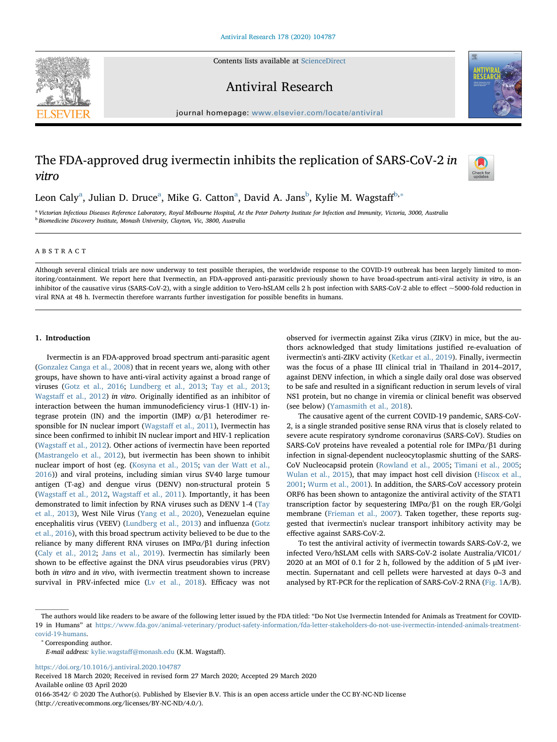# The FDA-approved drug ivermectin inhibits the replication of SARS-CoV-2 *in vitro*

Leon Caly[a], Julian D. Druce[a], Mike G. Catton[a], David A. Jans[b], Kylie M. Wagstaff[b,*]

[a] Victorian Infectious Diseases Reference Laboratory, Royal Melbourne Hospital, At the Peter Doherty Institute for Infection and Immunity, Victoria, 3000, Australia
[b] Biomedicine Discovery Institute, Monash University, Clayton, Vic, 3800, Australia

## ABSTRACT

Although several clinical trials are now underway to test possible therapies, the worldwide response to the COVID-19 outbreak has been largely limited to monitoring/containment. We report here that Ivermectin, an FDA-approved anti-parasitic previously shown to have broad-spectrum anti-viral activity *in vitro*, is an inhibitor of the causative virus (SARS-CoV-2), with a single addition to Vero-hSLAM cells 2 h post infection with SARS-CoV-2 able to effect ~5000-fold reduction in viral RNA at 48 h. Ivermectin therefore warrants further investigation for possible benefits in humans.

## 1. Introduction

Ivermectin is an FDA-approved broad spectrum anti-parasitic agent (Gonzalez Canga et al., 2008) that in recent years we, along with other groups, have shown to have anti-viral activity against a broad range of viruses (Gotz et al., 2016; Lundberg et al., 2013; Tay et al., 2013; Wagstaff et al., 2012) *in vitro*. Originally identified as an inhibitor of interaction between the human immunodeficiency virus-1 (HIV-1) integrase protein (IN) and the importin (IMP) α/β1 heterodimer responsible for IN nuclear import (Wagstaff et al., 2011), Ivermectin has since been confirmed to inhibit IN nuclear import and HIV-1 replication (Wagstaff et al., 2012). Other actions of ivermectin have been reported (Mastrangelo et al., 2012), but ivermectin has been shown to inhibit nuclear import of host (eg. (Kosyna et al., 2015; van der Watt et al., 2016)) and viral proteins, including simian virus SV40 large tumour antigen (T-ag) and dengue virus (DENV) non-structural protein 5 (Wagstaff et al., 2012, Wagstaff et al., 2011). Importantly, it has been demonstrated to limit infection by RNA viruses such as DENV 1-4 (Tay et al., 2013), West Nile Virus (Yang et al., 2020), Venezuelan equine encephalitis virus (VEEV) (Lundberg et al., 2013) and influenza (Gotz et al., 2016), with this broad spectrum activity believed to be due to the reliance by many different RNA viruses on IMPα/β1 during infection (Caly et al., 2012; Jans et al., 2019). Ivermectin has similarly been shown to be effective against the DNA virus pseudorabies virus (PRV) both *in vitro* and *in vivo*, with ivermectin treatment shown to increase survival in PRV-infected mice (Lv et al., 2018). Efficacy was not observed for ivermectin against Zika virus (ZIKV) in mice, but the authors acknowledged that study limitations justified re-evaluation of ivermectin's anti-ZIKV activity (Ketkar et al., 2019). Finally, ivermectin was the focus of a phase III clinical trial in Thailand in 2014–2017, against DENV infection, in which a single daily oral dose was observed to be safe and resulted in a significant reduction in serum levels of viral NS1 protein, but no change in viremia or clinical benefit was observed (see below) (Yamasmith et al., 2018).

The causative agent of the current COVID-19 pandemic, SARS-CoV-2, is a single stranded positive sense RNA virus that is closely related to severe acute respiratory syndrome coronavirus (SARS-CoV). Studies on SARS-CoV proteins have revealed a potential role for IMPα/β1 during infection in signal-dependent nucleocytoplasmic shutting of the SARS-CoV Nucleocapsid protein (Rowland et al., 2005; Timani et al., 2005; Wulan et al., 2015), that may impact host cell division (Hiscox et al., 2001; Wurm et al., 2001). In addition, the SARS-CoV accessory protein ORF6 has been shown to antagonize the antiviral activity of the STAT1 transcription factor by sequestering IMPα/β1 on the rough ER/Golgi membrane (Frieman et al., 2007). Taken together, these reports suggested that ivermectin's nuclear transport inhibitory activity may be effective against SARS-CoV-2.

To test the antiviral activity of ivermectin towards SARS-CoV-2, we infected Vero/hSLAM cells with SARS-CoV-2 isolate Australia/VIC01/2020 at an MOI of 0.1 for 2 h, followed by the addition of 5 μM ivermectin. Supernatant and cell pellets were harvested at days 0–3 and analysed by RT-PCR for the replication of SARS-CoV-2 RNA (Fig. 1A/B).

The authors would like readers to be aware of the following letter issued by the FDA titled: "Do Not Use Ivermectin Intended for Animals as Treatment for COVID-19 in Humans" at https://www.fda.gov/animal-veterinary/product-safety-information/fda-letter-stakeholders-do-not-use-ivermectin-intended-animals-treatment-covid-19-humans.

* Corresponding author.
*E-mail address:* kylie.wagstaff@monash.edu (K.M. Wagstaff).

https://doi.org/10.1016/j.antiviral.2020.104787
Received 18 March 2020; Received in revised form 27 March 2020; Accepted 29 March 2020
Available online 03 April 2020
0166-3542/ © 2020 The Author(s). Published by Elsevier B.V. This is an open access article under the CC BY-NC-ND license (http://creativecommons.org/licenses/BY-NC-ND/4.0/).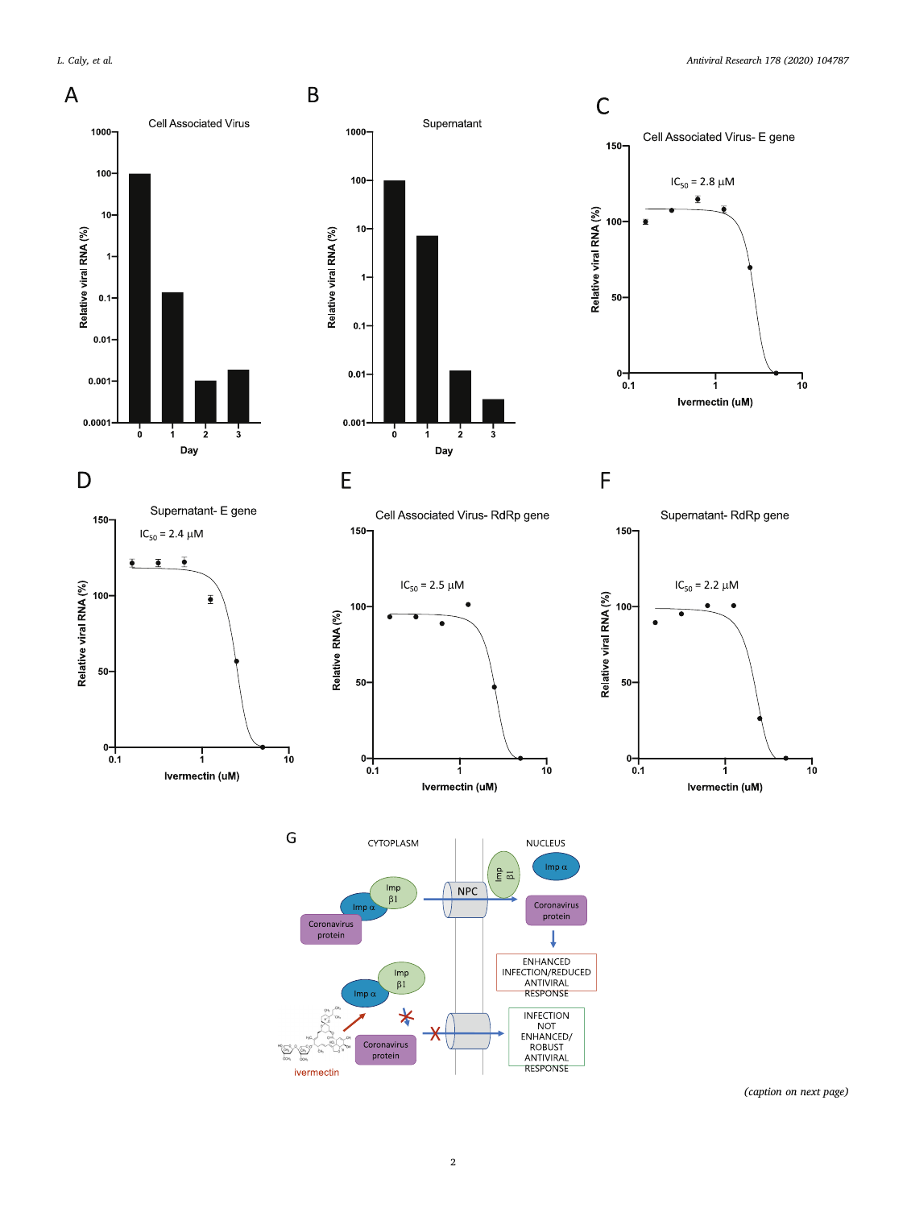**A** Cell Associated Virus

Relative viral RNA (%) vs. Day (0, 1, 2, 3)

**B** Supernatant

Relative viral RNA (%) vs. Day (0, 1, 2, 3)

**C** Cell Associated Virus- E gene

$IC_{50}$ = 2.8 μM

Relative viral RNA (%) vs. Ivermectin (uM)

**D** Supernatant- E gene

$IC_{50}$ = 2.4 μM

Relative viral RNA (%) vs. Ivermectin (uM)

**E** Cell Associated Virus- RdRp gene

$IC_{50}$ = 2.5 μM

Relative RNA (%) vs. Ivermectin (uM)

**F** Supernatant- RdRp gene

$IC_{50}$ = 2.2 μM

Relative viral RNA (%) vs. Ivermectin (uM)

**G**

CYTOPLASM | NUCLEUS

Imp α, Imp β1, Coronavirus protein, NPC

ENHANCED INFECTION/REDUCED ANTIVIRAL RESPONSE

ivermectin

INFECTION NOT ENHANCED/ ROBUST ANTIVIRAL RESPONSE

*(caption on next page)*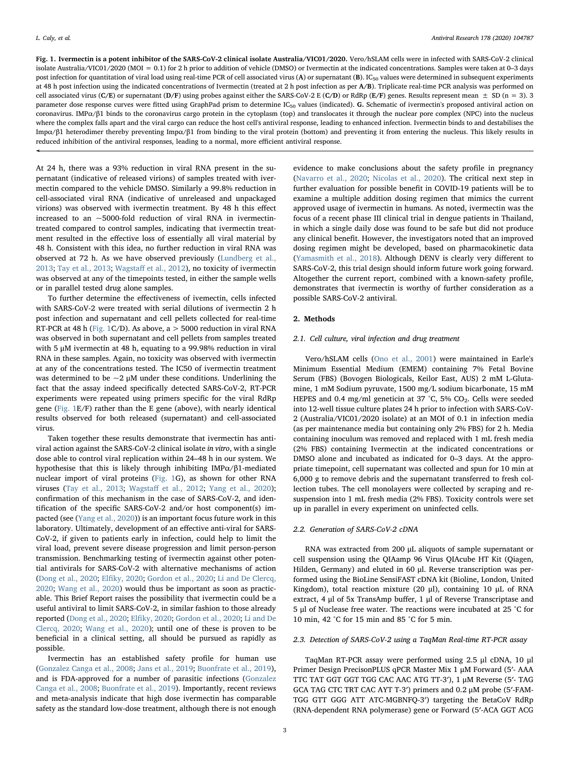**Fig. 1. Ivermectin is a potent inhibitor of the SARS-CoV-2 clinical isolate Australia/VIC01/2020.** Vero/hSLAM cells were in infected with SARS-CoV-2 clinical isolate Australia/VIC01/2020 (MOI = 0.1) for 2 h prior to addition of vehicle (DMSO) or Ivermectin at the indicated concentrations. Samples were taken at 0–3 days post infection for quantitation of viral load using real-time PCR of cell associated virus (**A**) or supernatant (**B**). $IC_{50}$ values were determined in subsequent experiments at 48 h post infection using the indicated concentrations of Ivermectin (treated at 2 h post infection as per **A/B**). Triplicate real-time PCR analysis was performed on cell associated virus (**C/E**) or supernatant (**D/F**) using probes against either the SARS-CoV-2 E (**C/D**) or RdRp (**E/F**) genes. Results represent mean ± SD (n = 3). 3 parameter dose response curves were fitted using GraphPad prism to determine $IC_{50}$ values (indicated). **G.** Schematic of ivermectin's proposed antiviral action on coronavirus. IMPα/β1 binds to the coronavirus cargo protein in the cytoplasm (top) and translocates it through the nuclear pore complex (NPC) into the nucleus where the complex falls apart and the viral cargo can reduce the host cell's antiviral response, leading to enhanced infection. Ivermectin binds to and destabilises the Impα/β1 heterodimer thereby preventing Impα/β1 from binding to the viral protein (bottom) and preventing it from entering the nucleus. This likely results in reduced inhibition of the antiviral responses, leading to a normal, more efficient antiviral response.

At 24 h, there was a 93% reduction in viral RNA present in the supernatant (indicative of released virions) of samples treated with ivermectin compared to the vehicle DMSO. Similarly a 99.8% reduction in cell-associated viral RNA (indicative of unreleased and unpackaged virions) was observed with ivermectin treatment. By 48 h this effect increased to an ~5000-fold reduction of viral RNA in ivermectin-treated compared to control samples, indicating that ivermectin treatment resulted in the effective loss of essentially all viral material by 48 h. Consistent with this idea, no further reduction in viral RNA was observed at 72 h. As we have observed previously (Lundberg et al., 2013; Tay et al., 2013; Wagstaff et al., 2012), no toxicity of ivermectin was observed at any of the timepoints tested, in either the sample wells or in parallel tested drug alone samples.

To further determine the effectiveness of ivemectin, cells infected with SARS-CoV-2 were treated with serial dilutions of ivermectin 2 h post infection and supernatant and cell pellets collected for real-time RT-PCR at 48 h (Fig. 1C/D). As above, a > 5000 reduction in viral RNA was observed in both supernatant and cell pellets from samples treated with 5 μM ivermectin at 48 h, equating to a 99.98% reduction in viral RNA in these samples. Again, no toxicity was observed with ivermectin at any of the concentrations tested. The IC50 of ivermectin treatment was determined to be ~2 μM under these conditions. Underlining the fact that the assay indeed specifically detected SARS-CoV-2, RT-PCR experiments were repeated using primers specific for the viral RdRp gene (Fig. 1E/F) rather than the E gene (above), with nearly identical results observed for both released (supernatant) and cell-associated virus.

Taken together these results demonstrate that ivermectin has antiviral action against the SARS-CoV-2 clinical isolate *in vitro*, with a single dose able to control viral replication within 24–48 h in our system. We hypothesise that this is likely through inhibiting IMPα/β1-mediated nuclear import of viral proteins (Fig. 1G), as shown for other RNA viruses (Tay et al., 2013; Wagstaff et al., 2012; Yang et al., 2020); confirmation of this mechanism in the case of SARS-CoV-2, and identification of the specific SARS-CoV-2 and/or host component(s) impacted (see (Yang et al., 2020)) is an important focus future work in this laboratory. Ultimately, development of an effective anti-viral for SARS-CoV-2, if given to patients early in infection, could help to limit the viral load, prevent severe disease progression and limit person-person transmission. Benchmarking testing of ivermectin against other potential antivirals for SARS-CoV-2 with alternative mechanisms of action (Dong et al., 2020; Elfiky, 2020; Gordon et al., 2020; Li and De Clercq, 2020; Wang et al., 2020) would thus be important as soon as practicable. This Brief Report raises the possibility that ivermectin could be a useful antiviral to limit SARS-CoV-2, in similar fashion to those already reported (Dong et al., 2020; Elfiky, 2020; Gordon et al., 2020; Li and De Clercq, 2020; Wang et al., 2020); until one of these is proven to be beneficial in a clinical setting, all should be pursued as rapidly as possible.

Ivermectin has an established safety profile for human use (Gonzalez Canga et al., 2008; Jans et al., 2019; Buonfrate et al., 2019), and is FDA-approved for a number of parasitic infections (Gonzalez Canga et al., 2008; Buonfrate et al., 2019). Importantly, recent reviews and meta-analysis indicate that high dose ivermectin has comparable safety as the standard low-dose treatment, although there is not enough evidence to make conclusions about the safety profile in pregnancy (Navarro et al., 2020; Nicolas et al., 2020). The critical next step in further evaluation for possible benefit in COVID-19 patients will be to examine a multiple addition dosing regimen that mimics the current approved usage of ivermectin in humans. As noted, ivermectin was the focus of a recent phase III clinical trial in dengue patients in Thailand, in which a single daily dose was found to be safe but did not produce any clinical benefit. However, the investigators noted that an improved dosing regimen might be developed, based on pharmacokinetic data (Yamasmith et al., 2018). Although DENV is clearly very different to SARS-CoV-2, this trial design should inform future work going forward. Altogether the current report, combined with a known-safety profile, demonstrates that ivermectin is worthy of further consideration as a possible SARS-CoV-2 antiviral.

## 2. Methods

### 2.1. Cell culture, viral infection and drug treatment

Vero/hSLAM cells (Ono et al., 2001) were maintained in Earle's Minimum Essential Medium (EMEM) containing 7% Fetal Bovine Serum (FBS) (Bovogen Biologicals, Keilor East, AUS) 2 mM L-Glutamine, 1 mM Sodium pyruvate, 1500 mg/L sodium bicarbonate, 15 mM HEPES and 0.4 mg/ml geneticin at 37 °C, 5% $CO_2$. Cells were seeded into 12-well tissue culture plates 24 h prior to infection with SARS-CoV-2 (Australia/VIC01/2020 isolate) at an MOI of 0.1 in infection media (as per maintenance media but containing only 2% FBS) for 2 h. Media containing inoculum was removed and replaced with 1 mL fresh media (2% FBS) containing Ivermectin at the indicated concentrations or DMSO alone and incubated as indicated for 0–3 days. At the appropriate timepoint, cell supernatant was collected and spun for 10 min at 6,000 g to remove debris and the supernatant transferred to fresh collection tubes. The cell monolayers were collected by scraping and resuspension into 1 mL fresh media (2% FBS). Toxicity controls were set up in parallel in every experiment on uninfected cells.

### 2.2. Generation of SARS-CoV-2 cDNA

RNA was extracted from 200 μL aliquots of sample supernatant or cell suspension using the QIAamp 96 Virus QIAcube HT Kit (Qiagen, Hilden, Germany) and eluted in 60 μl. Reverse transcription was performed using the BioLine SensiFAST cDNA kit (Bioline, London, United Kingdom), total reaction mixture (20 μl), containing 10 μL of RNA extract, 4 μl of 5x TransAmp buffer, 1 μl of Reverse Transcriptase and 5 μl of Nuclease free water. The reactions were incubated at 25 °C for 10 min, 42 °C for 15 min and 85 °C for 5 min.

### 2.3. Detection of SARS-CoV-2 using a TaqMan Real-time RT-PCR assay

TaqMan RT-PCR assay were performed using 2.5 μl cDNA, 10 μl Primer Design PrecisonPLUS qPCR Master Mix 1 μM Forward (5′- AAA TTC TAT GGT GGT TGG CAC AAC ATG TT-3′), 1 μM Reverse (5′- TAG GCA TAG CTC TRT CAC AYT T-3′) primers and 0.2 μM probe (5′-FAM-TGG GTT GGG ATT ATC-MGBNFQ-3′) targeting the BetaCoV RdRp (RNA-dependent RNA polymerase) gene or Forward (5′-ACA GGT ACG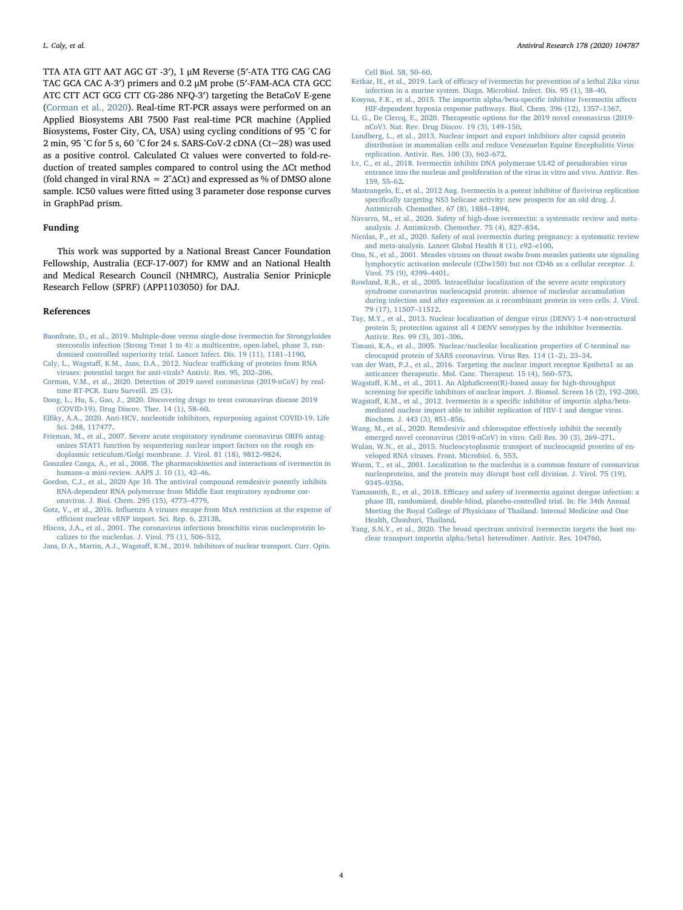TTA ATA GTT AAT AGC GT -3′), 1 µM Reverse (5′-ATA TTG CAG CAG TAC GCA CAC A-3′) primers and 0.2 µM probe (5′-FAM-ACA CTA GCC ATC CTT ACT GCG CTT CG-286 NFQ-3′) targeting the BetaCoV E-gene (Corman et al., 2020). Real-time RT-PCR assays were performed on an Applied Biosystems ABI 7500 Fast real-time PCR machine (Applied Biosystems, Foster City, CA, USA) using cycling conditions of 95 °C for 2 min, 95 °C for 5 s, 60 °C for 24 s. SARS-CoV-2 cDNA (Ct~28) was used as a positive control. Calculated Ct values were converted to fold-reduction of treated samples compared to control using the ΔCt method (fold changed in viral RNA = 2^ΔCt) and expressed as % of DMSO alone sample. IC50 values were fitted using 3 parameter dose response curves in GraphPad prism.

## Funding

This work was supported by a National Breast Cancer Foundation Fellowship, Australia (ECF-17-007) for KMW and an National Health and Medical Research Council (NHMRC), Australia Senior Prinicple Research Fellow (SPRF) (APP1103050) for DAJ.

## References

Buonfrate, D., et al., 2019. Multiple-dose versus single-dose ivermectin for Strongyloides stercoralis infection (Strong Treat 1 to 4): a multicentre, open-label, phase 3, randomised controlled superiority trial. Lancet Infect. Dis. 19 (11), 1181–1190.

Caly, L., Wagstaff, K.M., Jans, D.A., 2012. Nuclear trafficking of proteins from RNA viruses: potential target for anti-virals? Antivir. Res. 95, 202–206.

Corman, V.M., et al., 2020. Detection of 2019 novel coronavirus (2019-nCoV) by real-time RT-PCR. Euro Surveill. 25 (3).

Dong, L., Hu, S., Gao, J., 2020. Discovering drugs to treat coronavirus disease 2019 (COVID-19). Drug Discov. Ther. 14 (1), 58–60.

Elfiky, A.A., 2020. Anti-HCV, nucleotide inhibitors, repurposing against COVID-19. Life Sci. 248, 117477.

Frieman, M., et al., 2007. Severe acute respiratory syndrome coronavirus ORF6 antagonizes STAT1 function by sequestering nuclear import factors on the rough endoplasmic reticulum/Golgi membrane. J. Virol. 81 (18), 9812–9824.

Gonzalez Canga, A., et al., 2008. The pharmacokinetics and interactions of ivermectin in humans–a mini-review. AAPS J. 10 (1), 42–46.

Gordon, C.J., et al., 2020 Apr 10. The antiviral compound remdesivir potently inhibits RNA-dependent RNA polymerase from Middle East respiratory syndrome coronavirus. J. Biol. Chem. 295 (15), 4773–4779.

Gotz, V., et al., 2016. Influenza A viruses escape from MxA restriction at the expense of efficient nuclear vRNP import. Sci. Rep. 6, 23138.

Hiscox, J.A., et al., 2001. The coronavirus infectious bronchitis virus nucleoprotein localizes to the nucleolus. J. Virol. 75 (1), 506–512.

Jans, D.A., Martin, A.J., Wagstaff, K.M., 2019. Inhibitors of nuclear transport. Curr. Opin. Cell Biol. 58, 50–60.

Ketkar, H., et al., 2019. Lack of efficacy of ivermectin for prevention of a lethal Zika virus infection in a murine system. Diagn. Microbiol. Infect. Dis. 95 (1), 38–40.

Kosyna, F.K., et al., 2015. The importin alpha/beta-specific inhibitor Ivermectin affects HIF-dependent hypoxia response pathways. Biol. Chem. 396 (12), 1357–1367.

Li, G., De Clercq, E., 2020. Therapeutic options for the 2019 novel coronavirus (2019-nCoV). Nat. Rev. Drug Discov. 19 (3), 149–150.

Lundberg, L., et al., 2013. Nuclear import and export inhibitors alter capsid protein distribution in mammalian cells and reduce Venezuelan Equine Encephalitis Virus replication. Antivir. Res. 100 (3), 662–672.

Lv, C., et al., 2018. Ivermectin inhibits DNA polymerase UL42 of pseudorabies virus entrance into the nucleus and proliferation of the virus in vitro and vivo. Antivir. Res. 159, 55–62.

Mastrangelo, E., et al., 2012 Aug. Ivermectin is a potent inhibitor of flavivirus replication specifically targeting NS3 helicase activity: new prospects for an old drug. J. Antimicrob. Chemother. 67 (8), 1884–1894.

Navarro, M., et al., 2020. Safety of high-dose ivermectin: a systematic review and meta-analysis. J. Antimicrob. Chemother. 75 (4), 827–834.

Nicolas, P., et al., 2020. Safety of oral ivermectin during pregnancy: a systematic review and meta-analysis. Lancet Global Health 8 (1), e92–e100.

Ono, N., et al., 2001. Measles viruses on throat swabs from measles patients use signaling lymphocytic activation molecule (CDw150) but not CD46 as a cellular receptor. J. Virol. 75 (9), 4399–4401.

Rowland, R.R., et al., 2005. Intracellular localization of the severe acute respiratory syndrome coronavirus nucleocapsid protein: absence of nucleolar accumulation during infection and after expression as a recombinant protein in vero cells. J. Virol. 79 (17), 11507–11512.

Tay, M.Y., et al., 2013. Nuclear localization of dengue virus (DENV) 1-4 non-structural protein 5; protection against all 4 DENV serotypes by the inhibitor Ivermectin. Antivir. Res. 99 (3), 301–306.

Timani, K.A., et al., 2005. Nuclear/nucleolar localization properties of C-terminal nucleocapsid protein of SARS coronavirus. Virus Res. 114 (1–2), 23–34.

van der Watt, P.J., et al., 2016. Targeting the nuclear import receptor Kpnbeta1 as an anticancer therapeutic. Mol. Canc. Therapeut. 15 (4), 560–573.

Wagstaff, K.M., et al., 2011. An AlphaScreen(R)-based assay for high-throughput screening for specific inhibitors of nuclear import. J. Biomol. Screen 16 (2), 192–200.

Wagstaff, K.M., et al., 2012. Ivermectin is a specific inhibitor of importin alpha/beta-mediated nuclear import able to inhibit replication of HIV-1 and dengue virus. Biochem. J. 443 (3), 851–856.

Wang, M., et al., 2020. Remdesivir and chloroquine effectively inhibit the recently emerged novel coronavirus (2019-nCoV) in vitro. Cell Res. 30 (3), 269–271.

Wulan, W.N., et al., 2015. Nucleocytoplasmic transport of nucleocapsid proteins of enveloped RNA viruses. Front. Microbiol. 6, 553.

Wurm, T., et al., 2001. Localization to the nucleolus is a common feature of coronavirus nucleoproteins, and the protein may disrupt host cell division. J. Virol. 75 (19), 9345–9356.

Yamasmith, E., et al., 2018. Efficacy and safety of ivermectin against dengue infection: a phase III, randomized, double-blind, placebo-controlled trial. In: He 34th Annual Meeting the Royal College of Physicians of Thailand. Internal Medicine and One Health, Chonburi, Thailand.

Yang, S.N.Y., et al., 2020. The broad spectrum antiviral ivermectin targets the host nuclear transport importin alpha/beta1 heterodimer. Antivir. Res. 104760.